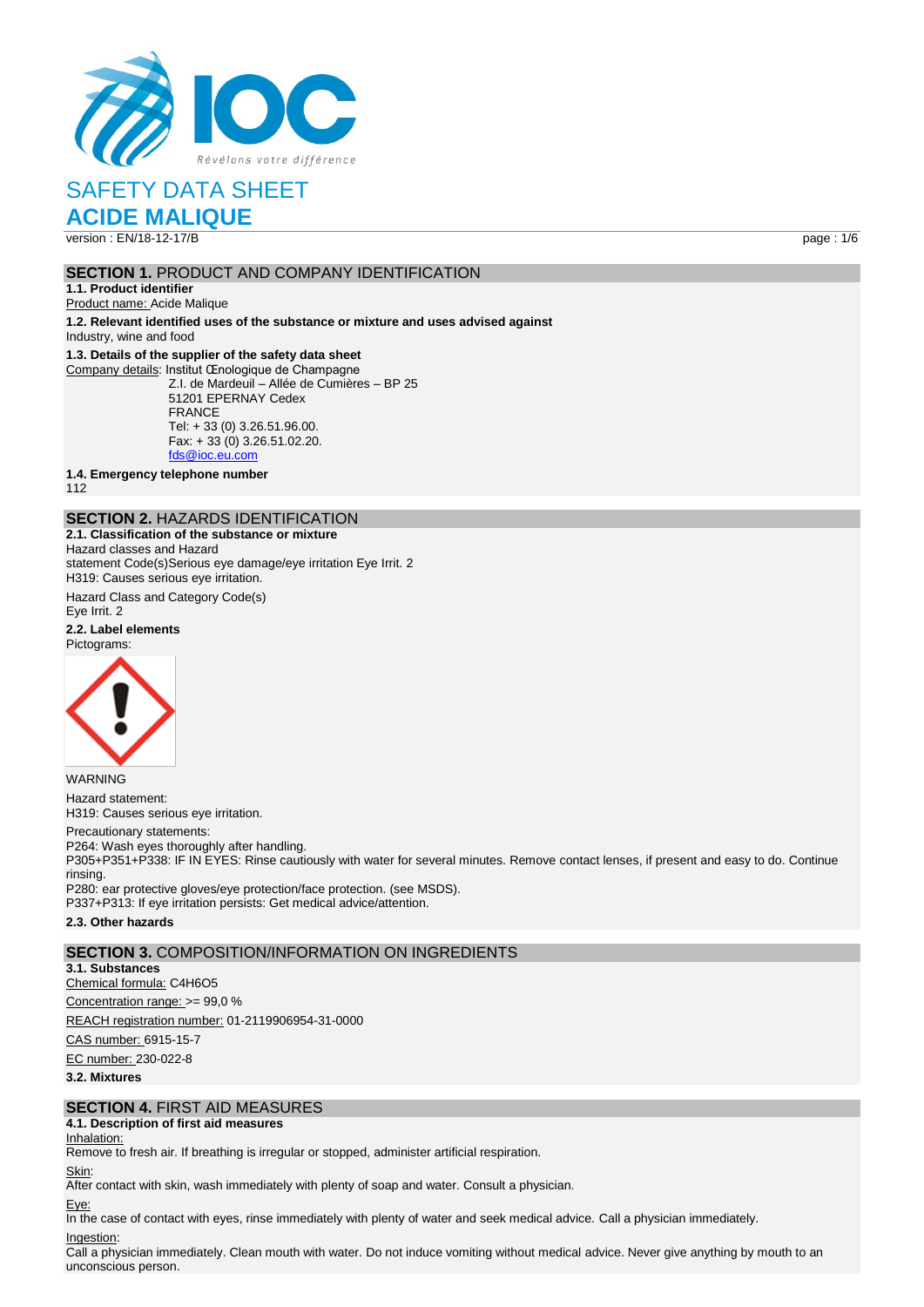# SAFETY DATA SHEET

# ACIDE MALIQUE

version : EN/18-12-17/B

## SECTION 1. PRODUCT AND COMPANY IDENTIFICATION

**1.1. Product identifier**

Product name: Acide Malique

**1.2. Relevant identified uses of the substance or mixture and uses advised against**

Industry, wine and food

**1.3. Details of the supplier of the safety data sheet**

Company details: Institut Œnologique de Champagne
Z.I. de Mardeuil – Allée de Cumières – BP 25
51201 EPERNAY Cedex
FRANCE
Tel: + 33 (0) 3.26.51.96.00.
Fax: + 33 (0) 3.26.51.02.20.
fds@ioc.eu.com

**1.4. Emergency telephone number**

112

## SECTION 2. HAZARDS IDENTIFICATION

**2.1. Classification of the substance or mixture**

Hazard classes and Hazard statement Code(s)Serious eye damage/eye irritation Eye Irrit. 2
H319: Causes serious eye irritation.

Hazard Class and Category Code(s)
Eye Irrit. 2

**2.2. Label elements**

Pictograms:

WARNING

Hazard statement:
H319: Causes serious eye irritation.

Precautionary statements:
P264: Wash eyes thoroughly after handling.
P305+P351+P338: IF IN EYES: Rinse cautiously with water for several minutes. Remove contact lenses, if present and easy to do. Continue rinsing.
P280: ear protective gloves/eye protection/face protection. (see MSDS).
P337+P313: If eye irritation persists: Get medical advice/attention.

**2.3. Other hazards**

## SECTION 3. COMPOSITION/INFORMATION ON INGREDIENTS

**3.1. Substances**

Chemical formula: $C_4H_6O_5$

Concentration range: >= 99,0 %

REACH registration number: 01-2119906954-31-0000

CAS number: 6915-15-7

EC number: 230-022-8

**3.2. Mixtures**

## SECTION 4. FIRST AID MEASURES

**4.1. Description of first aid measures**

Inhalation:
Remove to fresh air. If breathing is irregular or stopped, administer artificial respiration.

Skin:
After contact with skin, wash immediately with plenty of soap and water. Consult a physician.

Eye:
In the case of contact with eyes, rinse immediately with plenty of water and seek medical advice. Call a physician immediately.

Ingestion:
Call a physician immediately. Clean mouth with water. Do not induce vomiting without medical advice. Never give anything by mouth to an unconscious person.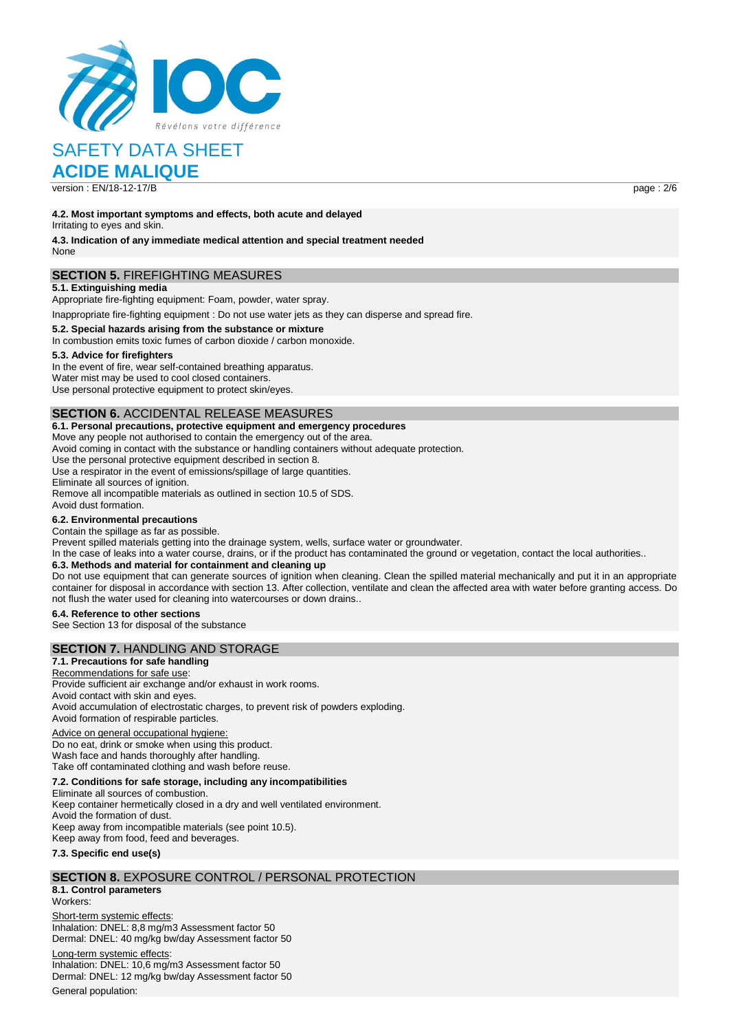**4.2. Most important symptoms and effects, both acute and delayed**
Irritating to eyes and skin.

**4.3. Indication of any immediate medical attention and special treatment needed**
None

## SECTION 5. FIREFIGHTING MEASURES

**5.1. Extinguishing media**

Appropriate fire-fighting equipment: Foam, powder, water spray.

Inappropriate fire-fighting equipment : Do not use water jets as they can disperse and spread fire.

**5.2. Special hazards arising from the substance or mixture**

In combustion emits toxic fumes of carbon dioxide / carbon monoxide.

**5.3. Advice for firefighters**

In the event of fire, wear self-contained breathing apparatus.
Water mist may be used to cool closed containers.
Use personal protective equipment to protect skin/eyes.

## SECTION 6. ACCIDENTAL RELEASE MEASURES

**6.1. Personal precautions, protective equipment and emergency procedures**

Move any people not authorised to contain the emergency out of the area.
Avoid coming in contact with the substance or handling containers without adequate protection.
Use the personal protective equipment described in section 8.
Use a respirator in the event of emissions/spillage of large quantities.
Eliminate all sources of ignition.
Remove all incompatible materials as outlined in section 10.5 of SDS.
Avoid dust formation.

**6.2. Environmental precautions**

Contain the spillage as far as possible.
Prevent spilled materials getting into the drainage system, wells, surface water or groundwater.
In the case of leaks into a water course, drains, or if the product has contaminated the ground or vegetation, contact the local authorities..

**6.3. Methods and material for containment and cleaning up**

Do not use equipment that can generate sources of ignition when cleaning. Clean the spilled material mechanically and put it in an appropriate container for disposal in accordance with section 13. After collection, ventilate and clean the affected area with water before granting access. Do not flush the water used for cleaning into watercourses or down drains..

**6.4. Reference to other sections**

See Section 13 for disposal of the substance

## SECTION 7. HANDLING AND STORAGE

**7.1. Precautions for safe handling**

Recommendations for safe use:
Provide sufficient air exchange and/or exhaust in work rooms.
Avoid contact with skin and eyes.
Avoid accumulation of electrostatic charges, to prevent risk of powders exploding.
Avoid formation of respirable particles.

Advice on general occupational hygiene:
Do no eat, drink or smoke when using this product.
Wash face and hands thoroughly after handling.
Take off contaminated clothing and wash before reuse.

**7.2. Conditions for safe storage, including any incompatibilities**

Eliminate all sources of combustion.
Keep container hermetically closed in a dry and well ventilated environment.
Avoid the formation of dust.
Keep away from incompatible materials (see point 10.5).
Keep away from food, feed and beverages.

**7.3. Specific end use(s)**

## SECTION 8. EXPOSURE CONTROL / PERSONAL PROTECTION

**8.1. Control parameters**

Workers:

Short-term systemic effects:
Inhalation: DNEL: 8,8 mg/m3 Assessment factor 50
Dermal: DNEL: 40 mg/kg bw/day Assessment factor 50

Long-term systemic effects:
Inhalation: DNEL: 10,6 mg/m3 Assessment factor 50
Dermal: DNEL: 12 mg/kg bw/day Assessment factor 50

General population: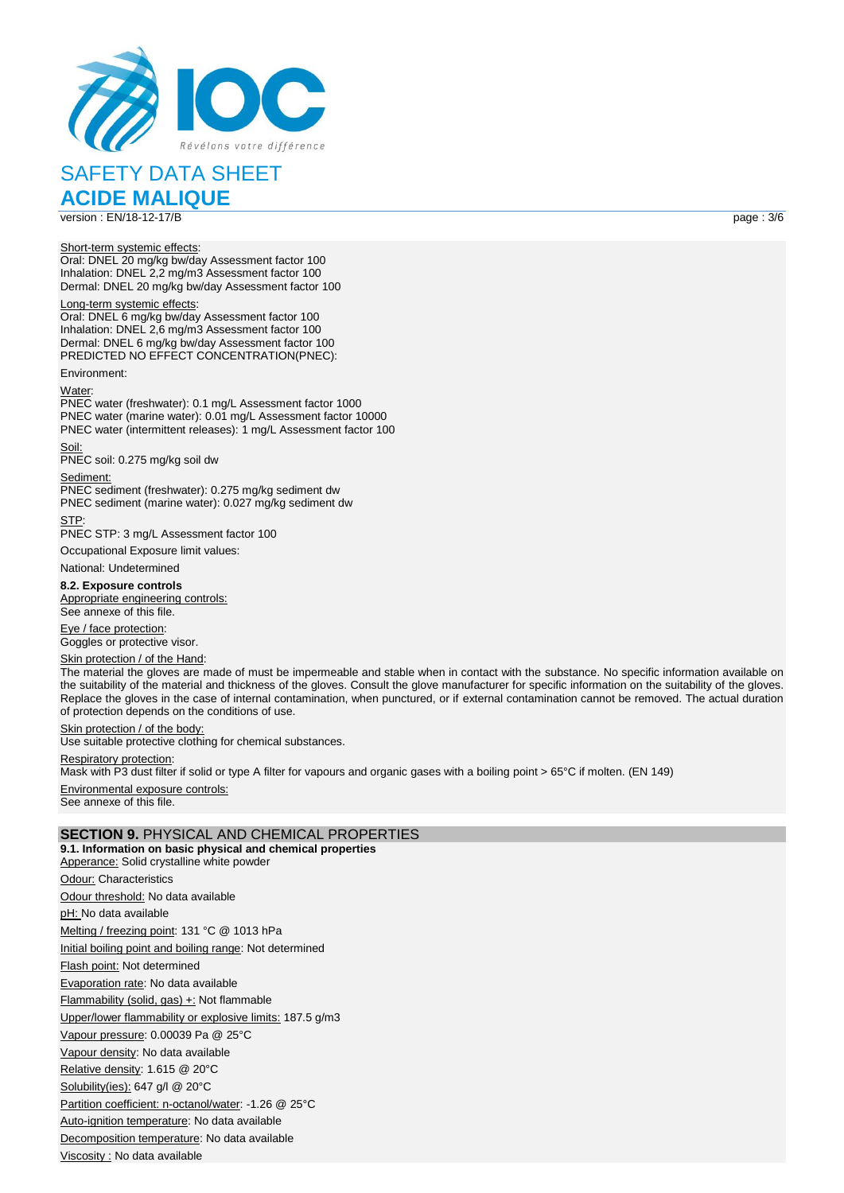Short-term systemic effects:
Oral: DNEL 20 mg/kg bw/day Assessment factor 100
Inhalation: DNEL 2,2 mg/m3 Assessment factor 100
Dermal: DNEL 20 mg/kg bw/day Assessment factor 100

Long-term systemic effects:
Oral: DNEL 6 mg/kg bw/day Assessment factor 100
Inhalation: DNEL 2,6 mg/m3 Assessment factor 100
Dermal: DNEL 6 mg/kg bw/day Assessment factor 100
PREDICTED NO EFFECT CONCENTRATION(PNEC):

Environment:

Water:
PNEC water (freshwater): 0.1 mg/L Assessment factor 1000
PNEC water (marine water): 0.01 mg/L Assessment factor 10000
PNEC water (intermittent releases): 1 mg/L Assessment factor 100

Soil:
PNEC soil: 0.275 mg/kg soil dw

Sediment:
PNEC sediment (freshwater): 0.275 mg/kg sediment dw
PNEC sediment (marine water): 0.027 mg/kg sediment dw

STP:
PNEC STP: 3 mg/L Assessment factor 100

Occupational Exposure limit values:

National: Undetermined

**8.2. Exposure controls**

Appropriate engineering controls:
See annexe of this file.

Eye / face protection:
Goggles or protective visor.

Skin protection / of the Hand:
The material the gloves are made of must be impermeable and stable when in contact with the substance. No specific information available on the suitability of the material and thickness of the gloves. Consult the glove manufacturer for specific information on the suitability of the gloves. Replace the gloves in the case of internal contamination, when punctured, or if external contamination cannot be removed. The actual duration of protection depends on the conditions of use.

Skin protection / of the body:
Use suitable protective clothing for chemical substances.

Respiratory protection:
Mask with P3 dust filter if solid or type A filter for vapours and organic gases with a boiling point > 65°C if molten. (EN 149)

Environmental exposure controls:
See annexe of this file.

## SECTION 9. PHYSICAL AND CHEMICAL PROPERTIES

**9.1. Information on basic physical and chemical properties**

Apperance: Solid crystalline white powder

Odour: Characteristics

Odour threshold: No data available

pH: No data available

Melting / freezing point: 131 °C @ 1013 hPa

Initial boiling point and boiling range: Not determined

Flash point: Not determined

Evaporation rate: No data available

Flammability (solid, gas) +: Not flammable

Upper/lower flammability or explosive limits: 187.5 g/m3

Vapour pressure: 0.00039 Pa @ 25°C

Vapour density: No data available

Relative density: 1.615 @ 20°C

Solubility(ies): 647 g/l @ 20°C

Partition coefficient: n-octanol/water: -1.26 @ 25°C

Auto-ignition temperature: No data available

Decomposition temperature: No data available

Viscosity : No data available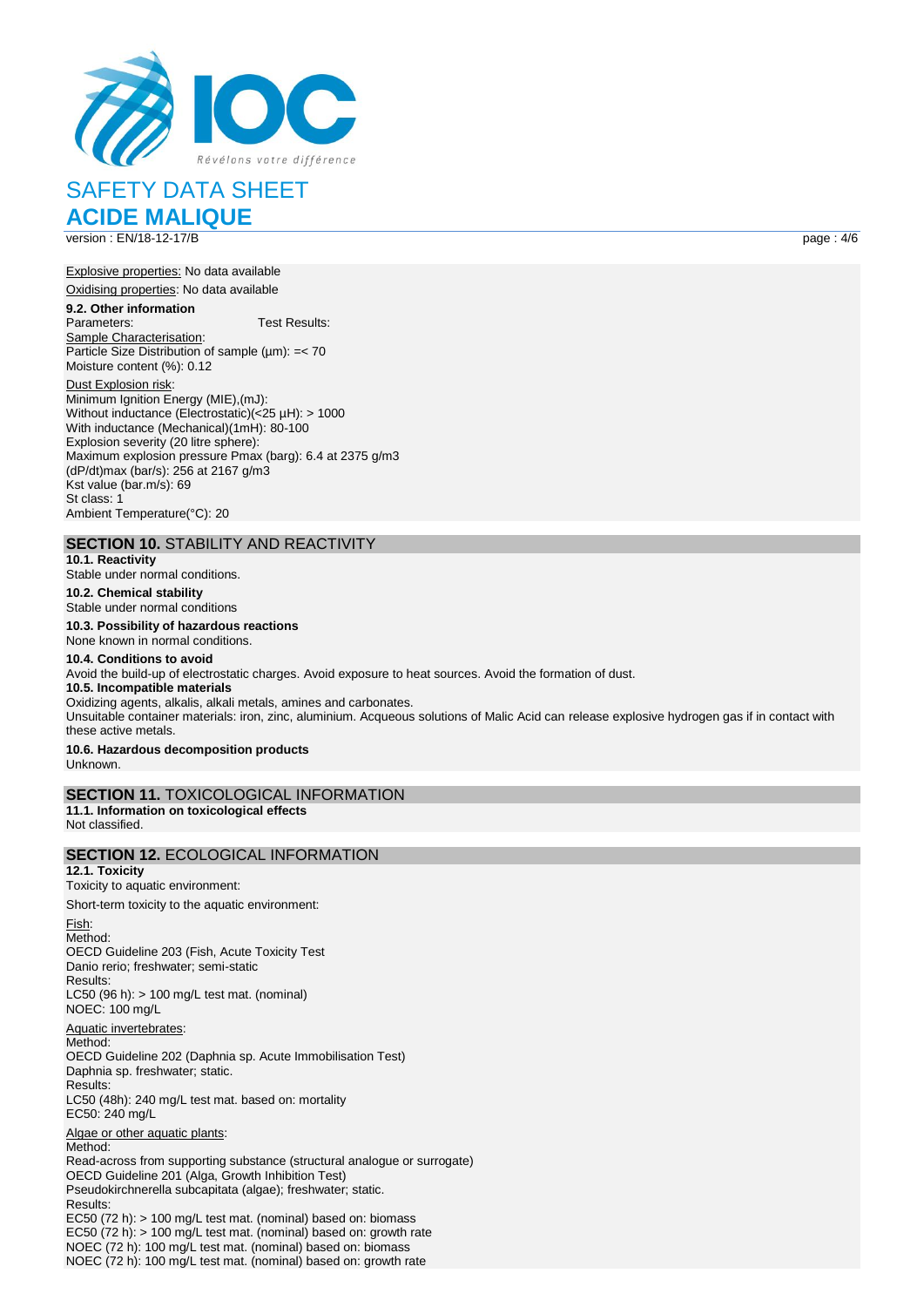Explosive properties: No data available

Oxidising properties: No data available

**9.2. Other information**

Parameters: Test Results:

Sample Characterisation:
Particle Size Distribution of sample (µm): =< 70
Moisture content (%): 0.12

Dust Explosion risk:
Minimum Ignition Energy (MIE),(mJ):
Without inductance (Electrostatic)(<25 µH): > 1000
With inductance (Mechanical)(1mH): 80-100
Explosion severity (20 litre sphere):
Maximum explosion pressure Pmax (barg): 6.4 at 2375 g/m3
(dP/dt)max (bar/s): 256 at 2167 g/m3
Kst value (bar.m/s): 69
St class: 1
Ambient Temperature(°C): 20

## SECTION 10. STABILITY AND REACTIVITY

**10.1. Reactivity**

Stable under normal conditions.

**10.2. Chemical stability**

Stable under normal conditions

**10.3. Possibility of hazardous reactions**

None known in normal conditions.

**10.4. Conditions to avoid**

Avoid the build-up of electrostatic charges. Avoid exposure to heat sources. Avoid the formation of dust.

**10.5. Incompatible materials**

Oxidizing agents, alkalis, alkali metals, amines and carbonates.
Unsuitable container materials: iron, zinc, aluminium. Acqueous solutions of Malic Acid can release explosive hydrogen gas if in contact with these active metals.

**10.6. Hazardous decomposition products**

Unknown.

## SECTION 11. TOXICOLOGICAL INFORMATION

**11.1. Information on toxicological effects**

Not classified.

## SECTION 12. ECOLOGICAL INFORMATION

**12.1. Toxicity**

Toxicity to aquatic environment:

Short-term toxicity to the aquatic environment:

Fish:
Method:
OECD Guideline 203 (Fish, Acute Toxicity Test
Danio rerio; freshwater; semi-static
Results:
LC50 (96 h): > 100 mg/L test mat. (nominal)
NOEC: 100 mg/L

Aquatic invertebrates:
Method:
OECD Guideline 202 (Daphnia sp. Acute Immobilisation Test)
Daphnia sp. freshwater; static.
Results:
LC50 (48h): 240 mg/L test mat. based on: mortality
EC50: 240 mg/L

Algae or other aquatic plants:
Method:
Read-across from supporting substance (structural analogue or surrogate)
OECD Guideline 201 (Alga, Growth Inhibition Test)
Pseudokirchnerella subcapitata (algae); freshwater; static.
Results:
EC50 (72 h): > 100 mg/L test mat. (nominal) based on: biomass
EC50 (72 h): > 100 mg/L test mat. (nominal) based on: growth rate
NOEC (72 h): 100 mg/L test mat. (nominal) based on: biomass
NOEC (72 h): 100 mg/L test mat. (nominal) based on: growth rate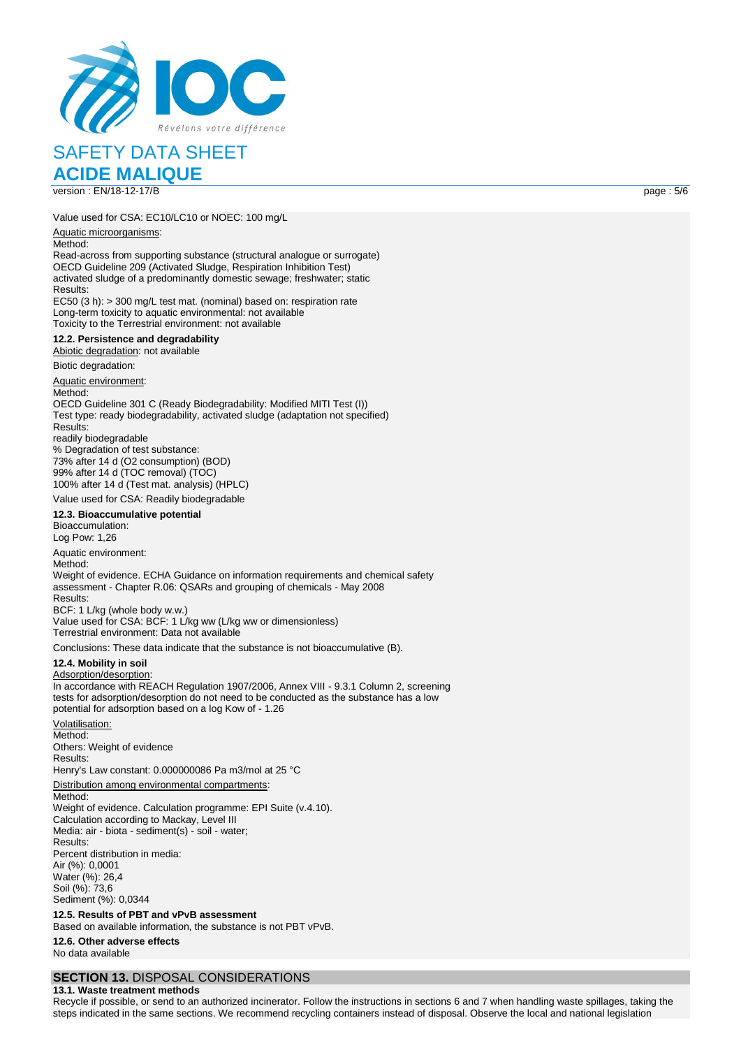Value used for CSA: EC10/LC10 or NOEC: 100 mg/L

Aquatic microorganisms:
Method:
Read-across from supporting substance (structural analogue or surrogate)
OECD Guideline 209 (Activated Sludge, Respiration Inhibition Test)
activated sludge of a predominantly domestic sewage; freshwater; static
Results:
EC50 (3 h): > 300 mg/L test mat. (nominal) based on: respiration rate
Long-term toxicity to aquatic environmental: not available
Toxicity to the Terrestrial environment: not available

**12.2. Persistence and degradability**

Abiotic degradation: not available

Biotic degradation:

Aquatic environment:
Method:
OECD Guideline 301 C (Ready Biodegradability: Modified MITI Test (I))
Test type: ready biodegradability, activated sludge (adaptation not specified)
Results:
readily biodegradable
% Degradation of test substance:
73% after 14 d (O2 consumption) (BOD)
99% after 14 d (TOC removal) (TOC)
100% after 14 d (Test mat. analysis) (HPLC)

Value used for CSA: Readily biodegradable

**12.3. Bioaccumulative potential**

Bioaccumulation:
Log Pow: 1,26

Aquatic environment:
Method:
Weight of evidence. ECHA Guidance on information requirements and chemical safety assessment - Chapter R.06: QSARs and grouping of chemicals - May 2008
Results:
BCF: 1 L/kg (whole body w.w.)
Value used for CSA: BCF: 1 L/kg ww (L/kg ww or dimensionless)
Terrestrial environment: Data not available

Conclusions: These data indicate that the substance is not bioaccumulative (B).

**12.4. Mobility in soil**

Adsorption/desorption:
In accordance with REACH Regulation 1907/2006, Annex VIII - 9.3.1 Column 2, screening tests for adsorption/desorption do not need to be conducted as the substance has a low potential for adsorption based on a log Kow of - 1.26

Volatilisation:
Method:
Others: Weight of evidence
Results:
Henry's Law constant: 0.000000086 Pa m3/mol at 25 °C

Distribution among environmental compartments:
Method:
Weight of evidence. Calculation programme: EPI Suite (v.4.10).
Calculation according to Mackay, Level III
Media: air - biota - sediment(s) - soil - water;
Results:
Percent distribution in media:
Air (%): 0,0001
Water (%): 26,4
Soil (%): 73,6
Sediment (%): 0,0344

**12.5. Results of PBT and vPvB assessment**

Based on available information, the substance is not PBT vPvB.

**12.6. Other adverse effects**

No data available

## SECTION 13. DISPOSAL CONSIDERATIONS

**13.1. Waste treatment methods**

Recycle if possible, or send to an authorized incinerator. Follow the instructions in sections 6 and 7 when handling waste spillages, taking the steps indicated in the same sections. We recommend recycling containers instead of disposal. Observe the local and national legislation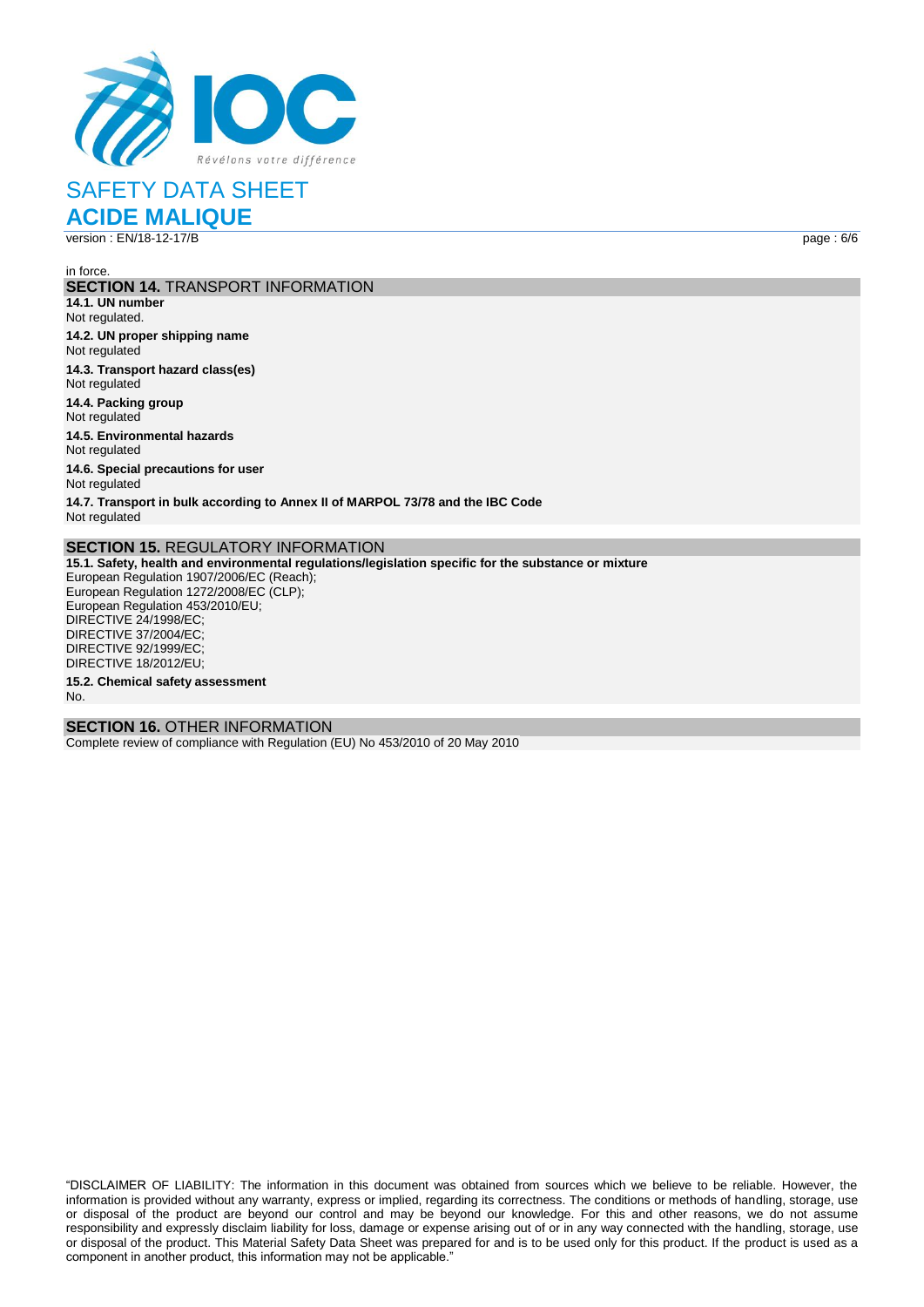in force.

## SECTION 14. TRANSPORT INFORMATION

**14.1. UN number**
Not regulated.

**14.2. UN proper shipping name**
Not regulated

**14.3. Transport hazard class(es)**
Not regulated

**14.4. Packing group**
Not regulated

**14.5. Environmental hazards**
Not regulated

**14.6. Special precautions for user**
Not regulated

**14.7. Transport in bulk according to Annex II of MARPOL 73/78 and the IBC Code**
Not regulated

## SECTION 15. REGULATORY INFORMATION

**15.1. Safety, health and environmental regulations/legislation specific for the substance or mixture**
European Regulation 1907/2006/EC (Reach);
European Regulation 1272/2008/EC (CLP);
European Regulation 453/2010/EU;
DIRECTIVE 24/1998/EC;
DIRECTIVE 37/2004/EC;
DIRECTIVE 92/1999/EC;
DIRECTIVE 18/2012/EU;

**15.2. Chemical safety assessment**
No.

## SECTION 16. OTHER INFORMATION

Complete review of compliance with Regulation (EU) No 453/2010 of 20 May 2010

"DISCLAIMER OF LIABILITY: The information in this document was obtained from sources which we believe to be reliable. However, the information is provided without any warranty, express or implied, regarding its correctness. The conditions or methods of handling, storage, use or disposal of the product are beyond our control and may be beyond our knowledge. For this and other reasons, we do not assume responsibility and expressly disclaim liability for loss, damage or expense arising out of or in any way connected with the handling, storage, use or disposal of the product. This Material Safety Data Sheet was prepared for and is to be used only for this product. If the product is used as a component in another product, this information may not be applicable."